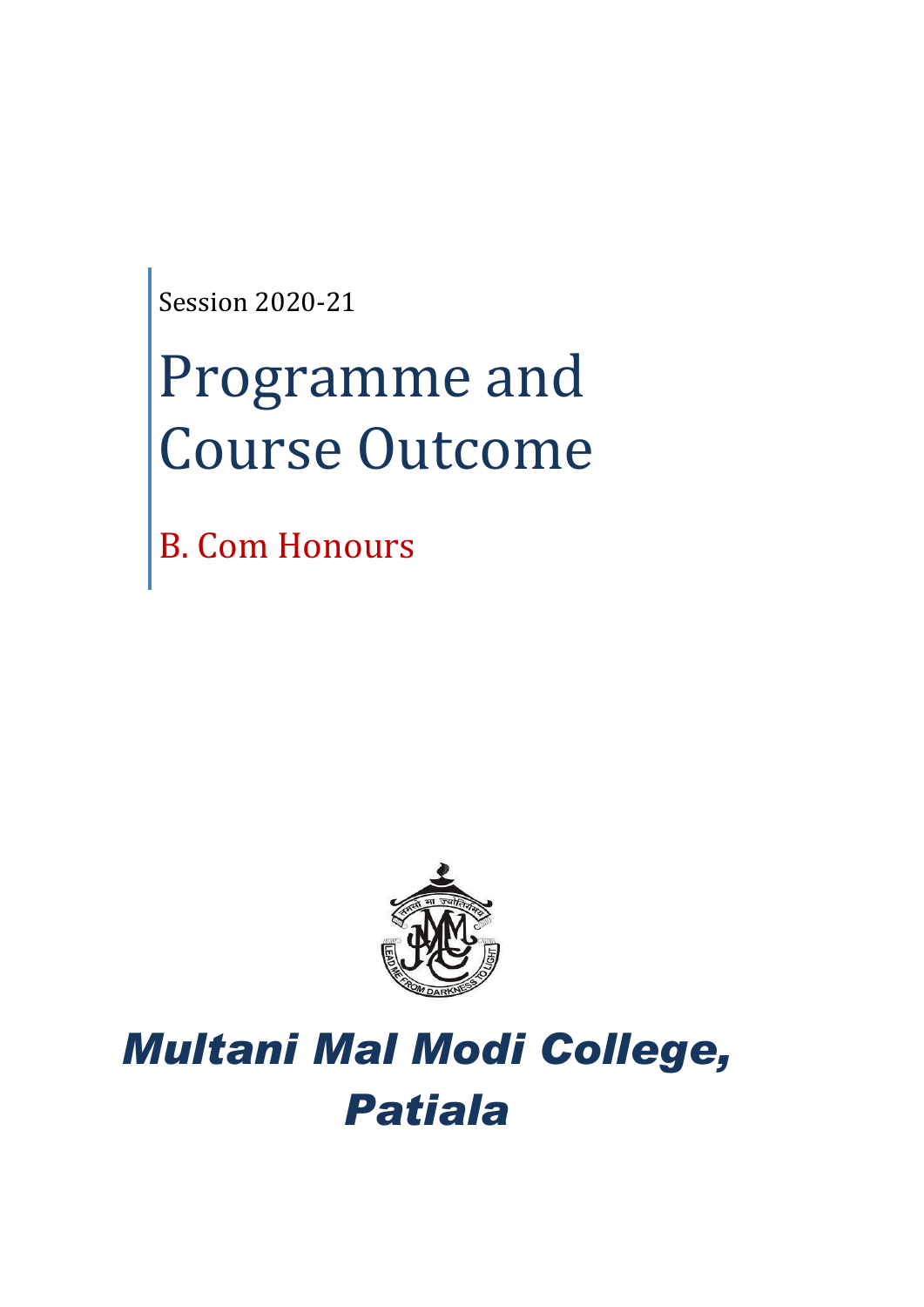Session 2020-21

# Programme and Course Outcome

## B. Com Honours

# *Multani Mal Modi College, Patiala*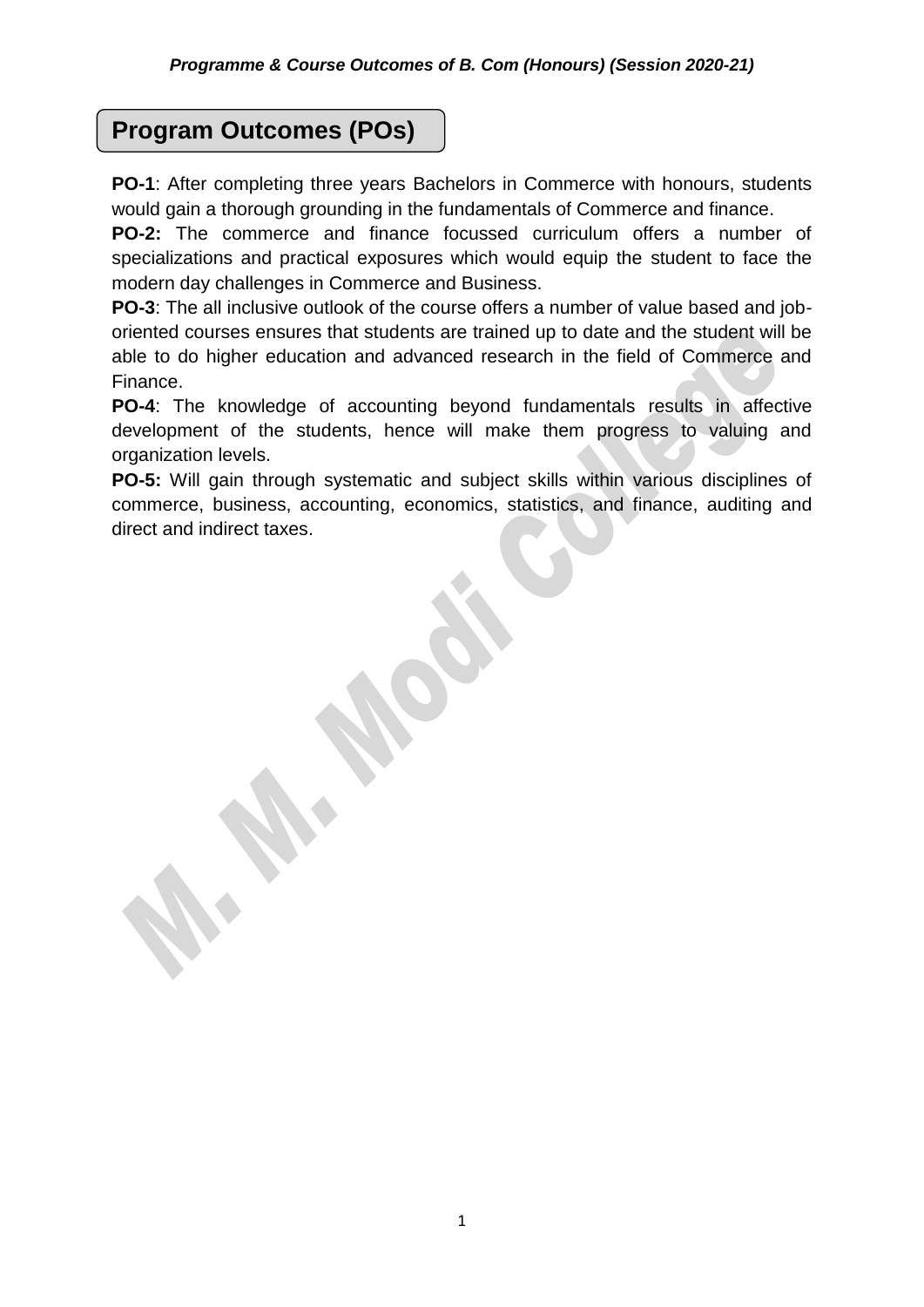## Program Outcomes (POs)

**PO-1**: After completing three years Bachelors in Commerce with honours, students would gain a thorough grounding in the fundamentals of Commerce and finance.

**PO-2:** The commerce and finance focussed curriculum offers a number of specializations and practical exposures which would equip the student to face the modern day challenges in Commerce and Business.

**PO-3**: The all inclusive outlook of the course offers a number of value based and job-oriented courses ensures that students are trained up to date and the student will be able to do higher education and advanced research in the field of Commerce and Finance.

**PO-4**: The knowledge of accounting beyond fundamentals results in affective development of the students, hence will make them progress to valuing and organization levels.

**PO-5:** Will gain through systematic and subject skills within various disciplines of commerce, business, accounting, economics, statistics, and finance, auditing and direct and indirect taxes.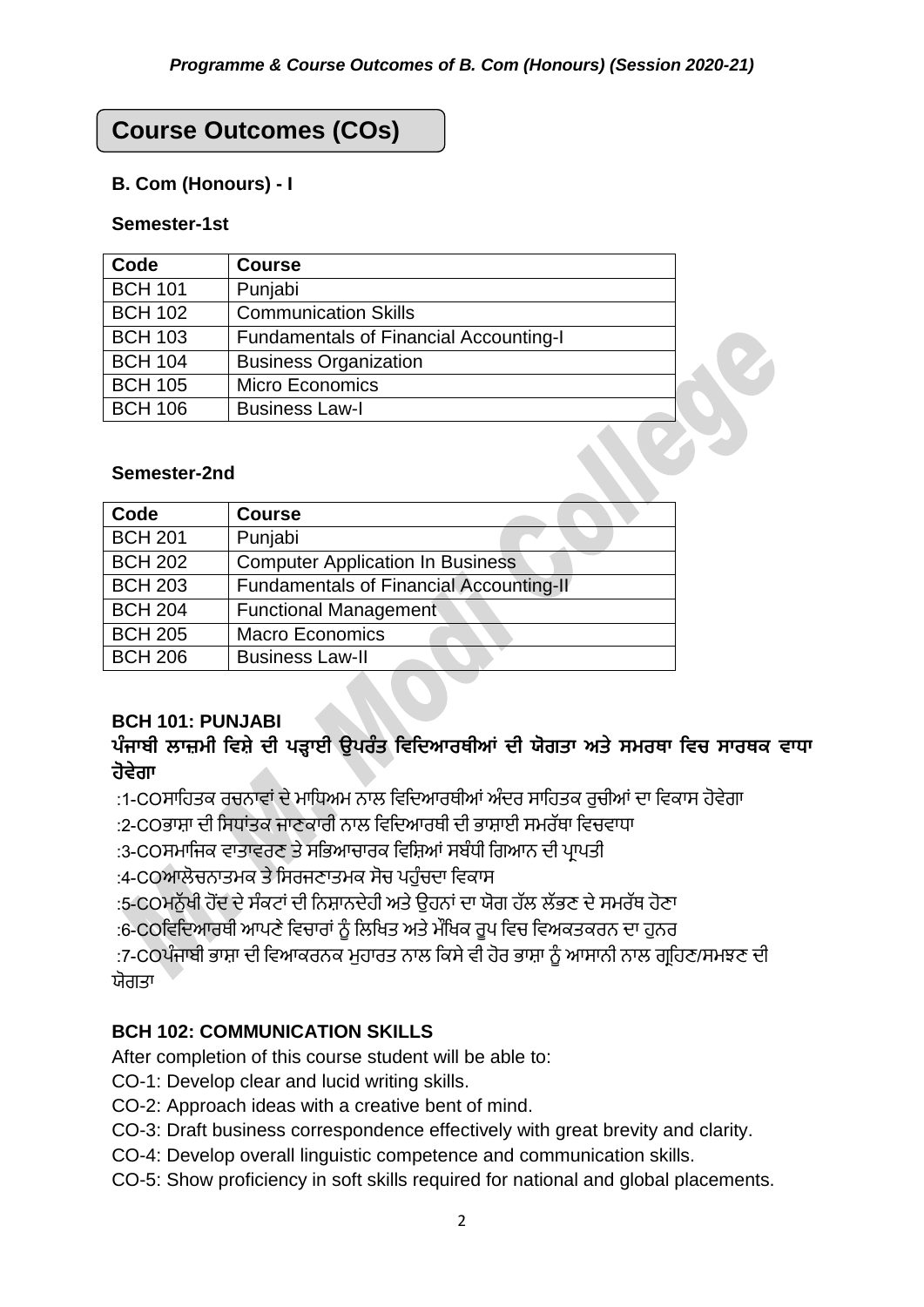# Course Outcomes (COs)

### B. Com (Honours) - I

**Semester-1st**

| Code | Course |
|---|---|
| BCH 101 | Punjabi |
| BCH 102 | Communication Skills |
| BCH 103 | Fundamentals of Financial Accounting-I |
| BCH 104 | Business Organization |
| BCH 105 | Micro Economics |
| BCH 106 | Business Law-I |

**Semester-2nd**

| Code | Course |
|---|---|
| BCH 201 | Punjabi |
| BCH 202 | Computer Application In Business |
| BCH 203 | Fundamentals of Financial Accounting-II |
| BCH 204 | Functional Management |
| BCH 205 | Macro Economics |
| BCH 206 | Business Law-II |

### BCH 101: PUNJABI

**ਪੰਜਾਬੀ ਲਾਜ਼ਮੀ ਵਿਸ਼ੇ ਦੀ ਪੜ੍ਹਾਈ ਉਪਰੰਤ ਵਿਦਿਆਰਥੀਆਂ ਦੀ ਯੋਗਤਾ ਅਤੇ ਸਮਰਥਾ ਵਿਚ ਸਾਰਥਕ ਵਾਧਾ ਹੋਵੇਗਾ**

:1-COਸਾਹਿਤਕ ਰਚਨਾਵਾਂ ਦੇ ਮਾਧਿਅਮ ਨਾਲ ਵਿਦਿਆਰਥੀਆਂ ਅੰਦਰ ਸਾਹਿਤਕ ਰੁਚੀਆਂ ਦਾ ਵਿਕਾਸ ਹੋਵੇਗਾ

:2-COਭਾਸ਼ਾ ਦੀ ਸਿਧਾਂਤਕ ਜਾਣਕਾਰੀ ਨਾਲ ਵਿਦਿਆਰਥੀ ਦੀ ਭਾਸ਼ਾਈ ਸਮਰੱਥਾ ਵਿਚਵਾਧਾ

:3-COਸਮਾਜਿਕ ਵਾਤਾਵਰਣ ਤੇ ਸਭਿਆਚਾਰਕ ਵਿਸ਼ਿਆਂ ਸਬੰਧੀ ਗਿਆਨ ਦੀ ਪ੍ਰਾਪਤੀ

:4-COਆਲੋਚਨਾਤਮਕ ਤੇ ਸਿਰਜਣਾਤਮਕ ਸੋਚ ਪਹੁੰਚਦਾ ਵਿਕਾਸ

:5-COਮਨੁੱਖੀ ਹੋਂਦ ਦੇ ਸੰਕਟਾਂ ਦੀ ਨਿਸ਼ਾਨਦੇਹੀ ਅਤੇ ਉਹਨਾਂ ਦਾ ਯੋਗ ਹੱਲ ਲੱਭਣ ਦੇ ਸਮਰੱਥ ਹੋਣਾ

:6-COਵਿਦਿਆਰਥੀ ਆਪਣੇ ਵਿਚਾਰਾਂ ਨੂੰ ਲਿਖਿਤ ਅਤੇ ਮੌਖਿਕ ਰੂਪ ਵਿਚ ਵਿਅਕਤਕਰਨ ਦਾ ਹੁਨਰ

:7-COਪੰਜਾਬੀ ਭਾਸ਼ਾ ਦੀ ਵਿਆਕਰਨਕ ਮੁਹਾਰਤ ਨਾਲ ਕਿਸੇ ਵੀ ਹੋਰ ਭਾਸ਼ਾ ਨੂੰ ਆਸਾਨੀ ਨਾਲ ਗ੍ਰਹਿਣ/ਸਮਝਣ ਦੀ ਯੋਗਤਾ

### BCH 102: COMMUNICATION SKILLS

After completion of this course student will be able to:

CO-1: Develop clear and lucid writing skills.

CO-2: Approach ideas with a creative bent of mind.

CO-3: Draft business correspondence effectively with great brevity and clarity.

CO-4: Develop overall linguistic competence and communication skills.

CO-5: Show proficiency in soft skills required for national and global placements.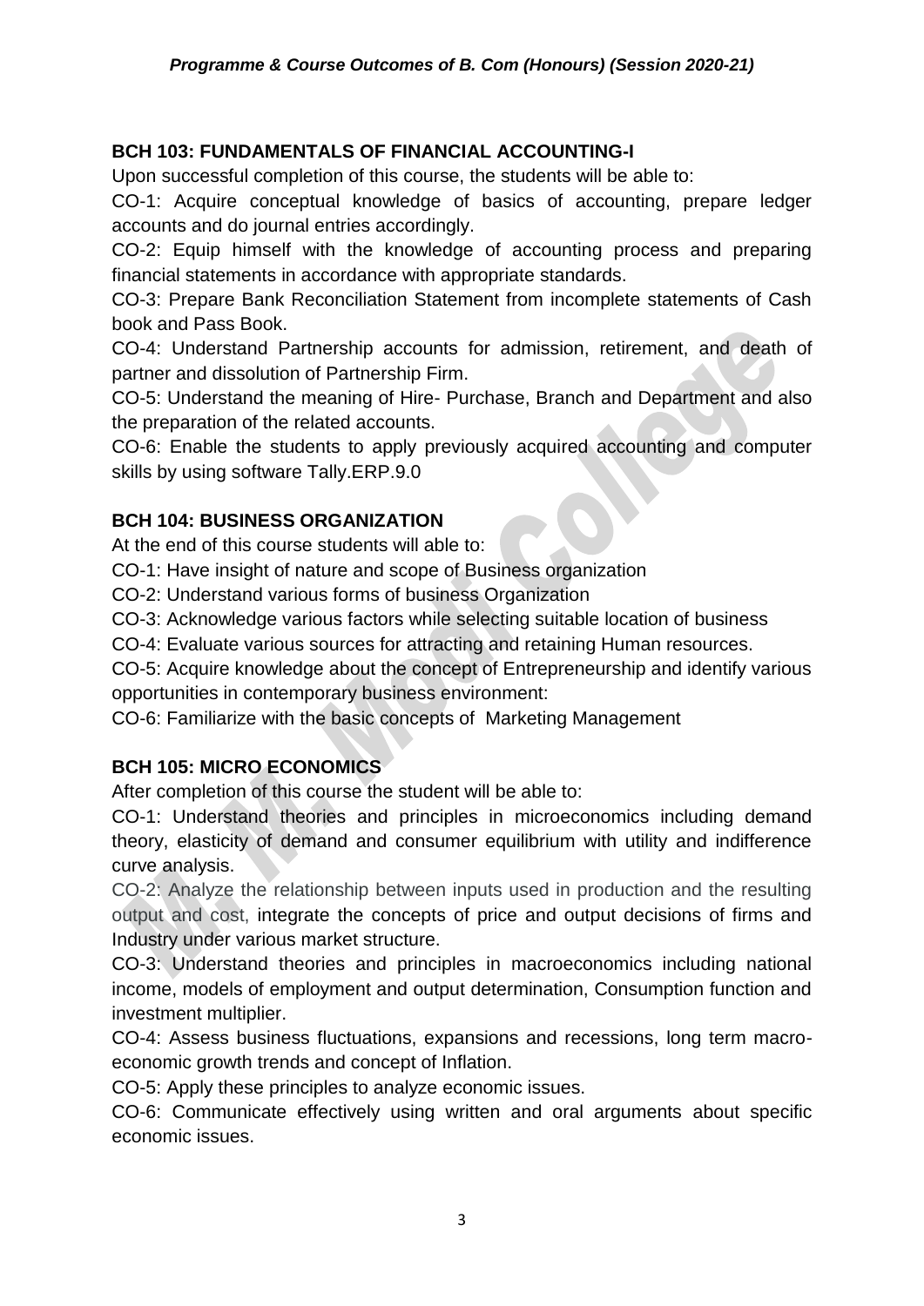### BCH 103: FUNDAMENTALS OF FINANCIAL ACCOUNTING-I

Upon successful completion of this course, the students will be able to:

CO-1: Acquire conceptual knowledge of basics of accounting, prepare ledger accounts and do journal entries accordingly.

CO-2: Equip himself with the knowledge of accounting process and preparing financial statements in accordance with appropriate standards.

CO-3: Prepare Bank Reconciliation Statement from incomplete statements of Cash book and Pass Book.

CO-4: Understand Partnership accounts for admission, retirement, and death of partner and dissolution of Partnership Firm.

CO-5: Understand the meaning of Hire- Purchase, Branch and Department and also the preparation of the related accounts.

CO-6: Enable the students to apply previously acquired accounting and computer skills by using software Tally.ERP.9.0

### BCH 104: BUSINESS ORGANIZATION

At the end of this course students will able to:

CO-1: Have insight of nature and scope of Business organization

CO-2: Understand various forms of business Organization

CO-3: Acknowledge various factors while selecting suitable location of business

CO-4: Evaluate various sources for attracting and retaining Human resources.

CO-5: Acquire knowledge about the concept of Entrepreneurship and identify various opportunities in contemporary business environment:

CO-6: Familiarize with the basic concepts of Marketing Management

### BCH 105: MICRO ECONOMICS

After completion of this course the student will be able to:

CO-1: Understand theories and principles in microeconomics including demand theory, elasticity of demand and consumer equilibrium with utility and indifference curve analysis.

CO-2: Analyze the relationship between inputs used in production and the resulting output and cost, integrate the concepts of price and output decisions of firms and Industry under various market structure.

CO-3: Understand theories and principles in macroeconomics including national income, models of employment and output determination, Consumption function and investment multiplier.

CO-4: Assess business fluctuations, expansions and recessions, long term macro-economic growth trends and concept of Inflation.

CO-5: Apply these principles to analyze economic issues.

CO-6: Communicate effectively using written and oral arguments about specific economic issues.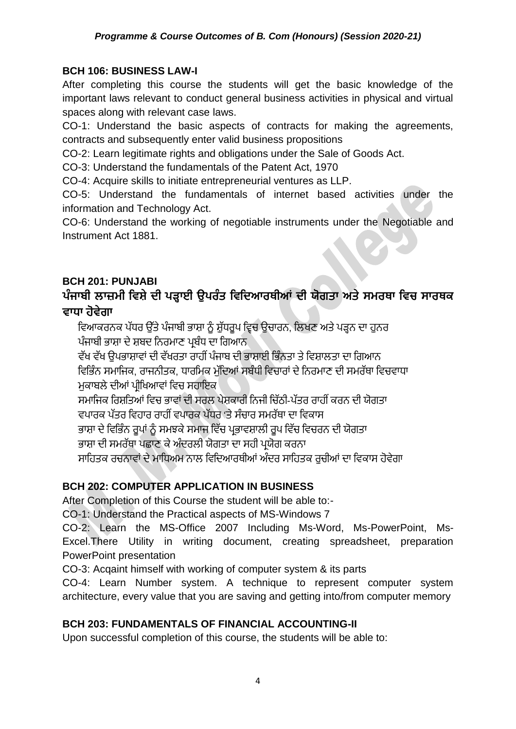### BCH 106: BUSINESS LAW-I

After completing this course the students will get the basic knowledge of the important laws relevant to conduct general business activities in physical and virtual spaces along with relevant case laws.

CO-1: Understand the basic aspects of contracts for making the agreements, contracts and subsequently enter valid business propositions

CO-2: Learn legitimate rights and obligations under the Sale of Goods Act.

CO-3: Understand the fundamentals of the Patent Act, 1970

CO-4: Acquire skills to initiate entrepreneurial ventures as LLP.

CO-5: Understand the fundamentals of internet based activities under the information and Technology Act.

CO-6: Understand the working of negotiable instruments under the Negotiable and Instrument Act 1881.

### BCH 201: PUNJABI

**ਪੰਜਾਬੀ ਲਾਜ਼ਮੀ ਵਿਸ਼ੇ ਦੀ ਪੜ੍ਹਾਈ ਉਪਰੰਤ ਵਿਦਿਆਰਥੀਆਂ ਦੀ ਯੋਗਤਾ ਅਤੇ ਸਮਰਥਾ ਵਿਚ ਸਾਰਥਕ ਵਾਧਾ ਹੋਵੇਗਾ**

ਵਿਆਕਰਨਕ ਪੱਧਰ ਉੱਤੇ ਪੰਜਾਬੀ ਭਾਸ਼ਾ ਨੂੰ ਸ਼ੁੱਧਰੂਪ ਵ੍ਵਿਚ ਉਚਾਰਨ, ਲਿਖਣ ਅਤੇ ਪੜ੍ਹਨ ਦਾ ਹੁਨਰ

ਪੰਜਾਬੀ ਭਾਸ਼ਾ ਦੇ ਸ਼ਬਦ ਨਿਰਮਾਣ ਪ੍ਰਬੰਧ ਦਾ ਗਿਆਨ

ਵੱਖ ਵੱਖ ਉਪਭਾਸ਼ਾਵਾਂ ਦੀ ਵੱਖਰਤਾ ਰਾਹੀਂ ਪੰਜਾਬ ਦੀ ਭਾਸ਼ਾਈ ਭਿੰਨਤਾ ਤੇ ਵਿਸ਼ਾਲਤਾ ਦਾ ਗਿਆਨ

ਵਿਭਿੰਨ ਸਮਾਜਿਕ, ਰਾਜਨੀਤਕ, ਧਾਰਮਿਕ ਮੁੱਦਿਆਂ ਸਬੰਧੀ ਵਿਚਾਰਾਂ ਦੇ ਨਿਰਮਾਣ ਦੀ ਸਮਰੱਥਾ ਵਿਚਵਾਧਾ

ਮੁਕਾਬਲੇ ਦੀਆਂ ਪ੍ਰੀਖਿਆਵਾਂ ਵਿਚ ਸਹਾਇਕ

ਸਮਾਜਿਕ ਰਿਸ਼ਤਿਆਂ ਵਿਚ ਭਾਵਾਂ ਦੀ ਸਰਲ ਪੇਸ਼ਕਾਰੀ ਨਿਜੀ ਚਿੱਠੀ-ਪੱਤਰ ਰਾਹੀਂ ਕਰਨ ਦੀ ਯੋਗਤਾ

ਵਪਾਰਕ ਪੱਤਰ ਵਿਹਾਰ ਰਾਹੀਂ ਵਪਾਰਕ ਪੱਧਰ 'ਤੇ ਸੰਚਾਰ ਸਮਰੱਥਾ ਦਾ ਵਿਕਾਸ

ਭਾਸ਼ਾ ਦੇ ਵਿਭਿੰਨ ਰੂਪਾਂ ਨੂੰ ਸਮਝਕੇ ਸਮਾਜ ਵਿੱਚ ਪ੍ਰਭਾਵਸ਼ਾਲੀ ਰੂਪ ਵਿੱਚ ਵਿਚਰਨ ਦੀ ਯੋਗਤਾ

ਭਾਸ਼ਾ ਦੀ ਸਮਰੱਥਾ ਪਛਾਣ ਕੇ ਅੰਦਰਲੀ ਯੋਗਤਾ ਦਾ ਸਹੀ ਪ੍ਰਯੋਗ ਕਰਨਾ

ਸਾਹਿਤਕ ਰਚਨਾਵਾਂ ਦੇ ਮਾਧਿਅਮ ਨਾਲ ਵਿਦਿਆਰਥੀਆਂ ਅੰਦਰ ਸਾਹਿਤਕ ਰੁਚੀਆਂ ਦਾ ਵਿਕਾਸ ਹੋਵੇਗਾ

### BCH 202: COMPUTER APPLICATION IN BUSINESS

After Completion of this Course the student will be able to:-

CO-1: Understand the Practical aspects of MS-Windows 7

CO-2: Learn the MS-Office 2007 Including Ms-Word, Ms-PowerPoint, Ms-Excel.There Utility in writing document, creating spreadsheet, preparation PowerPoint presentation

CO-3: Acqaint himself with working of computer system & its parts

CO-4: Learn Number system. A technique to represent computer system architecture, every value that you are saving and getting into/from computer memory

### BCH 203: FUNDAMENTALS OF FINANCIAL ACCOUNTING-II

Upon successful completion of this course, the students will be able to: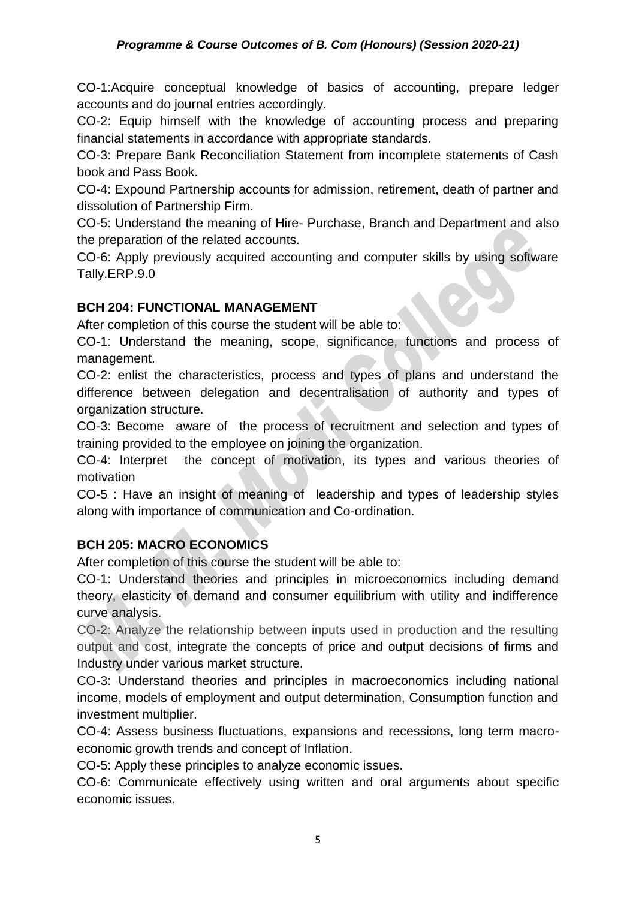CO-1:Acquire conceptual knowledge of basics of accounting, prepare ledger accounts and do journal entries accordingly.

CO-2: Equip himself with the knowledge of accounting process and preparing financial statements in accordance with appropriate standards.

CO-3: Prepare Bank Reconciliation Statement from incomplete statements of Cash book and Pass Book.

CO-4: Expound Partnership accounts for admission, retirement, death of partner and dissolution of Partnership Firm.

CO-5: Understand the meaning of Hire- Purchase, Branch and Department and also the preparation of the related accounts.

CO-6: Apply previously acquired accounting and computer skills by using software Tally.ERP.9.0

### BCH 204: FUNCTIONAL MANAGEMENT

After completion of this course the student will be able to:

CO-1: Understand the meaning, scope, significance, functions and process of management.

CO-2: enlist the characteristics, process and types of plans and understand the difference between delegation and decentralisation of authority and types of organization structure.

CO-3: Become aware of the process of recruitment and selection and types of training provided to the employee on joining the organization.

CO-4: Interpret the concept of motivation, its types and various theories of motivation

CO-5 : Have an insight of meaning of leadership and types of leadership styles along with importance of communication and Co-ordination.

### BCH 205: MACRO ECONOMICS

After completion of this course the student will be able to:

CO-1: Understand theories and principles in microeconomics including demand theory, elasticity of demand and consumer equilibrium with utility and indifference curve analysis.

CO-2: Analyze the relationship between inputs used in production and the resulting output and cost, integrate the concepts of price and output decisions of firms and Industry under various market structure.

CO-3: Understand theories and principles in macroeconomics including national income, models of employment and output determination, Consumption function and investment multiplier.

CO-4: Assess business fluctuations, expansions and recessions, long term macro-economic growth trends and concept of Inflation.

CO-5: Apply these principles to analyze economic issues.

CO-6: Communicate effectively using written and oral arguments about specific economic issues.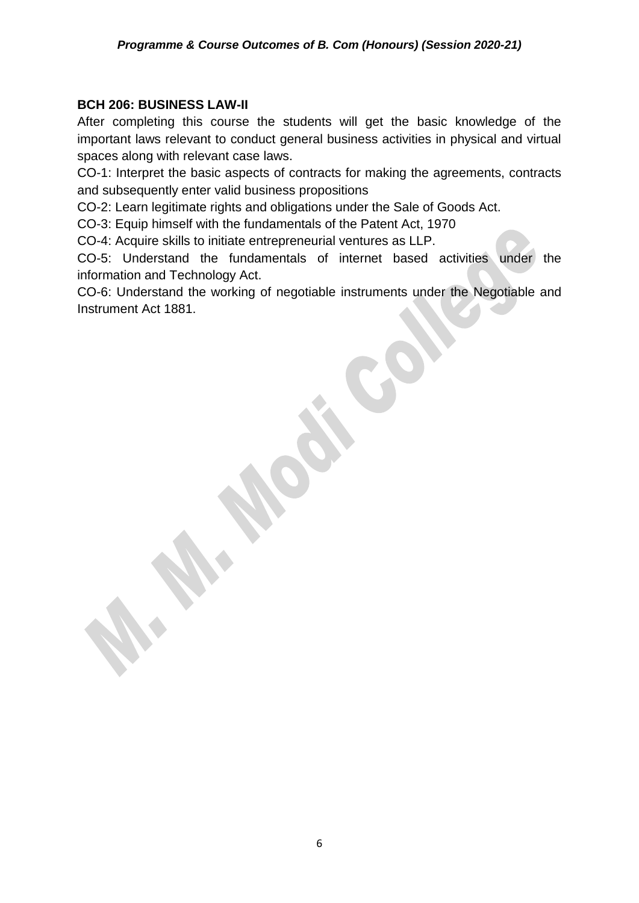**BCH 206: BUSINESS LAW-II**

After completing this course the students will get the basic knowledge of the important laws relevant to conduct general business activities in physical and virtual spaces along with relevant case laws.

CO-1: Interpret the basic aspects of contracts for making the agreements, contracts and subsequently enter valid business propositions

CO-2: Learn legitimate rights and obligations under the Sale of Goods Act.

CO-3: Equip himself with the fundamentals of the Patent Act, 1970

CO-4: Acquire skills to initiate entrepreneurial ventures as LLP.

CO-5: Understand the fundamentals of internet based activities under the information and Technology Act.

CO-6: Understand the working of negotiable instruments under the Negotiable and Instrument Act 1881.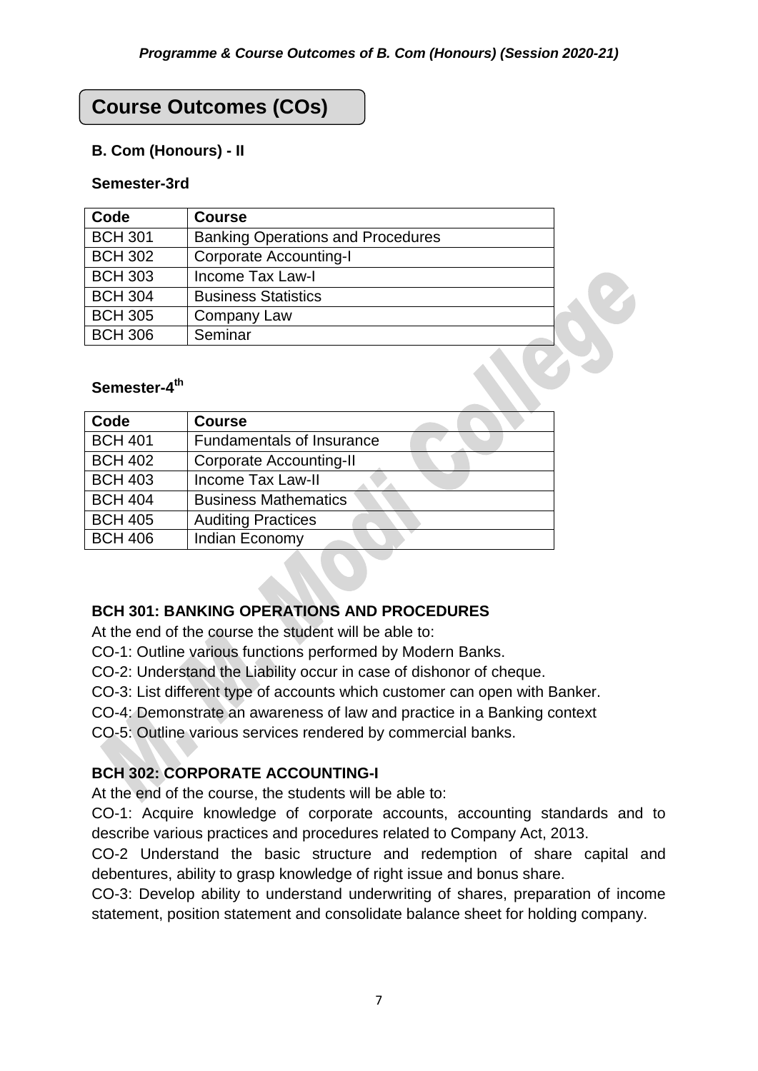# Course Outcomes (COs)

### B. Com (Honours) - II

#### Semester-3rd

| Code | Course |
|---|---|
| BCH 301 | Banking Operations and Procedures |
| BCH 302 | Corporate Accounting-I |
| BCH 303 | Income Tax Law-I |
| BCH 304 | Business Statistics |
| BCH 305 | Company Law |
| BCH 306 | Seminar |

#### Semester-4th

| Code | Course |
|---|---|
| BCH 401 | Fundamentals of Insurance |
| BCH 402 | Corporate Accounting-II |
| BCH 403 | Income Tax Law-II |
| BCH 404 | Business Mathematics |
| BCH 405 | Auditing Practices |
| BCH 406 | Indian Economy |

### BCH 301: BANKING OPERATIONS AND PROCEDURES

At the end of the course the student will be able to:

CO-1: Outline various functions performed by Modern Banks.

CO-2: Understand the Liability occur in case of dishonor of cheque.

CO-3: List different type of accounts which customer can open with Banker.

CO-4: Demonstrate an awareness of law and practice in a Banking context

CO-5: Outline various services rendered by commercial banks.

### BCH 302: CORPORATE ACCOUNTING-I

At the end of the course, the students will be able to:

CO-1: Acquire knowledge of corporate accounts, accounting standards and to describe various practices and procedures related to Company Act, 2013.

CO-2 Understand the basic structure and redemption of share capital and debentures, ability to grasp knowledge of right issue and bonus share.

CO-3: Develop ability to understand underwriting of shares, preparation of income statement, position statement and consolidate balance sheet for holding company.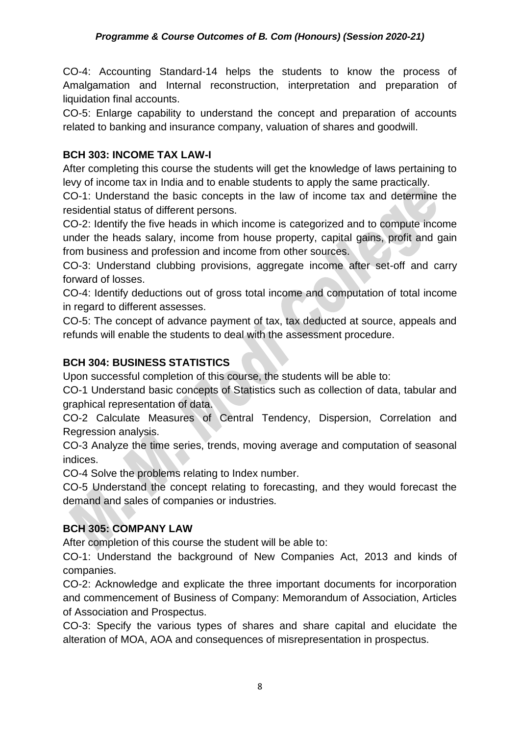CO-4: Accounting Standard-14 helps the students to know the process of Amalgamation and Internal reconstruction, interpretation and preparation of liquidation final accounts.

CO-5: Enlarge capability to understand the concept and preparation of accounts related to banking and insurance company, valuation of shares and goodwill.

**BCH 303: INCOME TAX LAW-I**

After completing this course the students will get the knowledge of laws pertaining to levy of income tax in India and to enable students to apply the same practically.

CO-1: Understand the basic concepts in the law of income tax and determine the residential status of different persons.

CO-2: Identify the five heads in which income is categorized and to compute income under the heads salary, income from house property, capital gains, profit and gain from business and profession and income from other sources.

CO-3: Understand clubbing provisions, aggregate income after set-off and carry forward of losses.

CO-4: Identify deductions out of gross total income and computation of total income in regard to different assesses.

CO-5: The concept of advance payment of tax, tax deducted at source, appeals and refunds will enable the students to deal with the assessment procedure.

**BCH 304: BUSINESS STATISTICS**

Upon successful completion of this course, the students will be able to:

CO-1 Understand basic concepts of Statistics such as collection of data, tabular and graphical representation of data.

CO-2 Calculate Measures of Central Tendency, Dispersion, Correlation and Regression analysis.

CO-3 Analyze the time series, trends, moving average and computation of seasonal indices.

CO-4 Solve the problems relating to Index number.

CO-5 Understand the concept relating to forecasting, and they would forecast the demand and sales of companies or industries.

**BCH 305: COMPANY LAW**

After completion of this course the student will be able to:

CO-1: Understand the background of New Companies Act, 2013 and kinds of companies.

CO-2: Acknowledge and explicate the three important documents for incorporation and commencement of Business of Company: Memorandum of Association, Articles of Association and Prospectus.

CO-3: Specify the various types of shares and share capital and elucidate the alteration of MOA, AOA and consequences of misrepresentation in prospectus.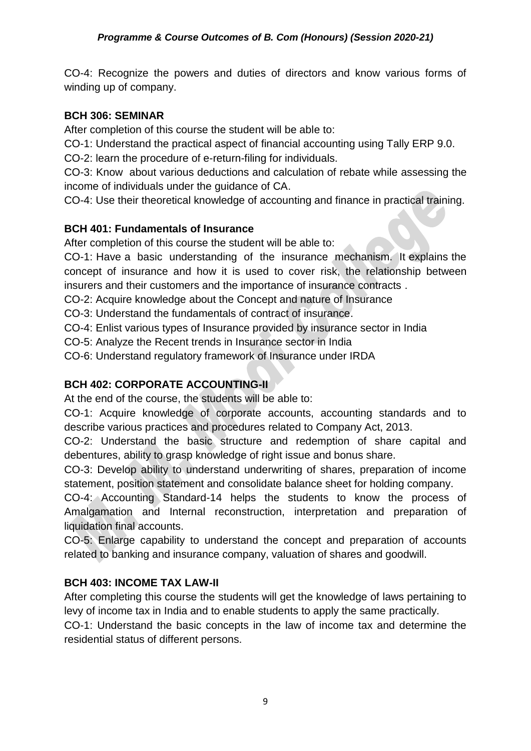CO-4: Recognize the powers and duties of directors and know various forms of winding up of company.

**BCH 306: SEMINAR**

After completion of this course the student will be able to:

CO-1: Understand the practical aspect of financial accounting using Tally ERP 9.0.

CO-2: learn the procedure of e-return-filing for individuals.

CO-3: Know about various deductions and calculation of rebate while assessing the income of individuals under the guidance of CA.

CO-4: Use their theoretical knowledge of accounting and finance in practical training.

**BCH 401: Fundamentals of Insurance**

After completion of this course the student will be able to:

CO-1: Have a basic understanding of the insurance mechanism. It explains the concept of insurance and how it is used to cover risk, the relationship between insurers and their customers and the importance of insurance contracts .

CO-2: Acquire knowledge about the Concept and nature of Insurance

CO-3: Understand the fundamentals of contract of insurance.

CO-4: Enlist various types of Insurance provided by insurance sector in India

CO-5: Analyze the Recent trends in Insurance sector in India

CO-6: Understand regulatory framework of Insurance under IRDA

**BCH 402: CORPORATE ACCOUNTING-II**

At the end of the course, the students will be able to:

CO-1: Acquire knowledge of corporate accounts, accounting standards and to describe various practices and procedures related to Company Act, 2013.

CO-2: Understand the basic structure and redemption of share capital and debentures, ability to grasp knowledge of right issue and bonus share.

CO-3: Develop ability to understand underwriting of shares, preparation of income statement, position statement and consolidate balance sheet for holding company.

CO-4: Accounting Standard-14 helps the students to know the process of Amalgamation and Internal reconstruction, interpretation and preparation of liquidation final accounts.

CO-5: Enlarge capability to understand the concept and preparation of accounts related to banking and insurance company, valuation of shares and goodwill.

**BCH 403: INCOME TAX LAW-II**

After completing this course the students will get the knowledge of laws pertaining to levy of income tax in India and to enable students to apply the same practically.

CO-1: Understand the basic concepts in the law of income tax and determine the residential status of different persons.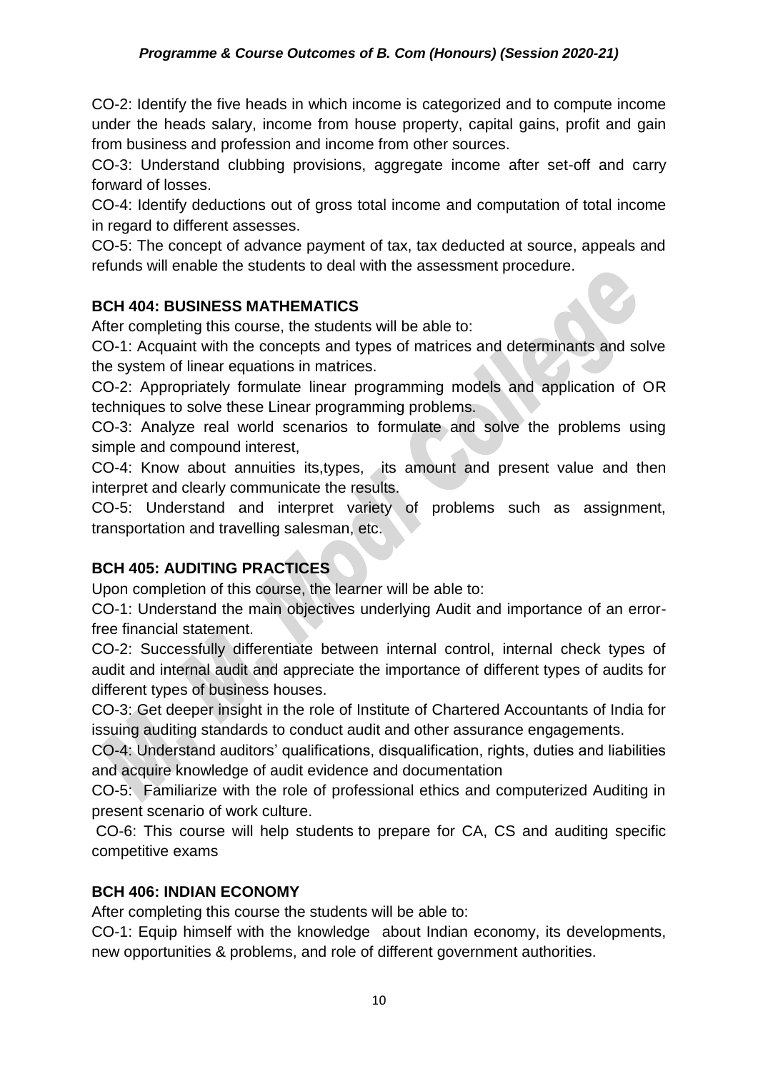CO-2: Identify the five heads in which income is categorized and to compute income under the heads salary, income from house property, capital gains, profit and gain from business and profession and income from other sources.

CO-3: Understand clubbing provisions, aggregate income after set-off and carry forward of losses.

CO-4: Identify deductions out of gross total income and computation of total income in regard to different assesses.

CO-5: The concept of advance payment of tax, tax deducted at source, appeals and refunds will enable the students to deal with the assessment procedure.

**BCH 404: BUSINESS MATHEMATICS**

After completing this course, the students will be able to:

CO-1: Acquaint with the concepts and types of matrices and determinants and solve the system of linear equations in matrices.

CO-2: Appropriately formulate linear programming models and application of OR techniques to solve these Linear programming problems.

CO-3: Analyze real world scenarios to formulate and solve the problems using simple and compound interest,

CO-4: Know about annuities its,types, its amount and present value and then interpret and clearly communicate the results.

CO-5: Understand and interpret variety of problems such as assignment, transportation and travelling salesman, etc.

**BCH 405: AUDITING PRACTICES**

Upon completion of this course, the learner will be able to:

CO-1: Understand the main objectives underlying Audit and importance of an error-free financial statement.

CO-2: Successfully differentiate between internal control, internal check types of audit and internal audit and appreciate the importance of different types of audits for different types of business houses.

CO-3: Get deeper insight in the role of Institute of Chartered Accountants of India for issuing auditing standards to conduct audit and other assurance engagements.

CO-4: Understand auditors' qualifications, disqualification, rights, duties and liabilities and acquire knowledge of audit evidence and documentation

CO-5: Familiarize with the role of professional ethics and computerized Auditing in present scenario of work culture.

CO-6: This course will help students to prepare for CA, CS and auditing specific competitive exams

**BCH 406: INDIAN ECONOMY**

After completing this course the students will be able to:

CO-1: Equip himself with the knowledge about Indian economy, its developments, new opportunities & problems, and role of different government authorities.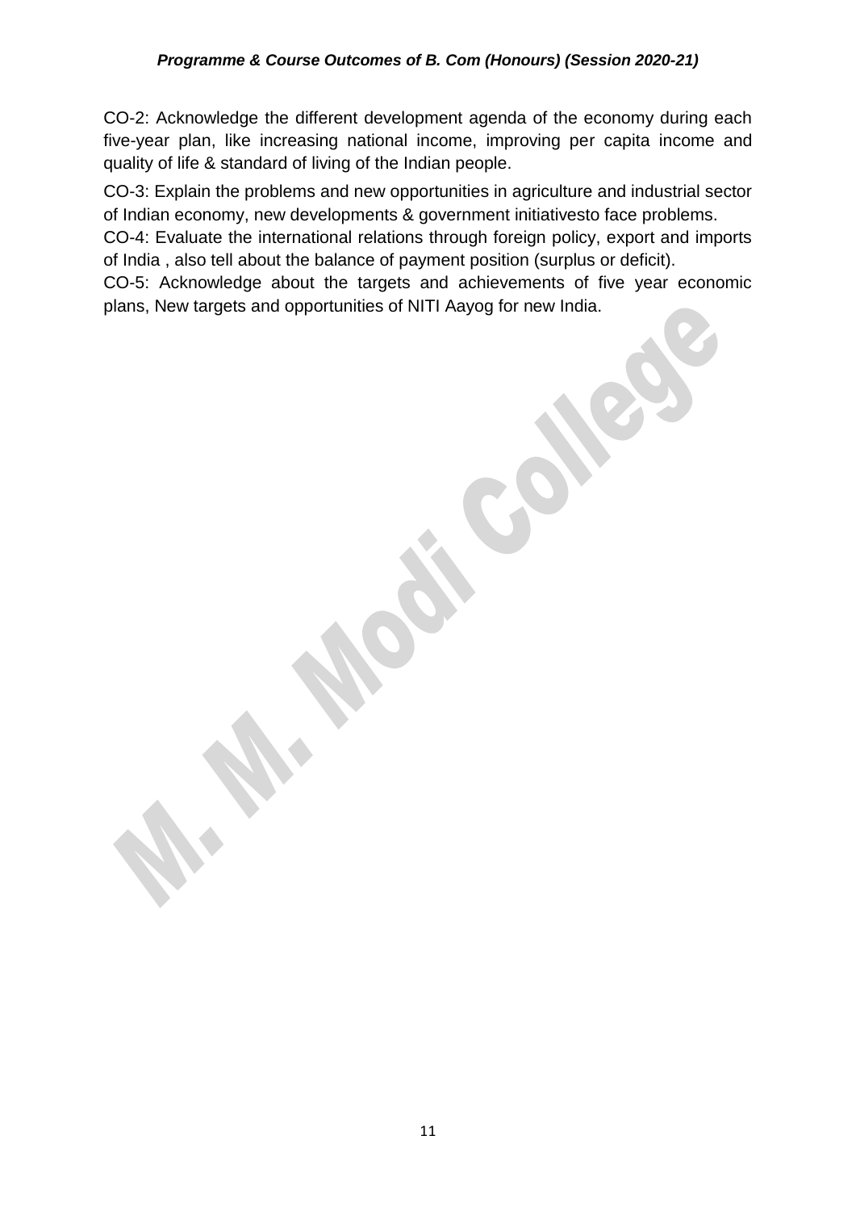CO-2: Acknowledge the different development agenda of the economy during each five-year plan, like increasing national income, improving per capita income and quality of life & standard of living of the Indian people.

CO-3: Explain the problems and new opportunities in agriculture and industrial sector of Indian economy, new developments & government initiativesto face problems.

CO-4: Evaluate the international relations through foreign policy, export and imports of India , also tell about the balance of payment position (surplus or deficit).

CO-5: Acknowledge about the targets and achievements of five year economic plans, New targets and opportunities of NITI Aayog for new India.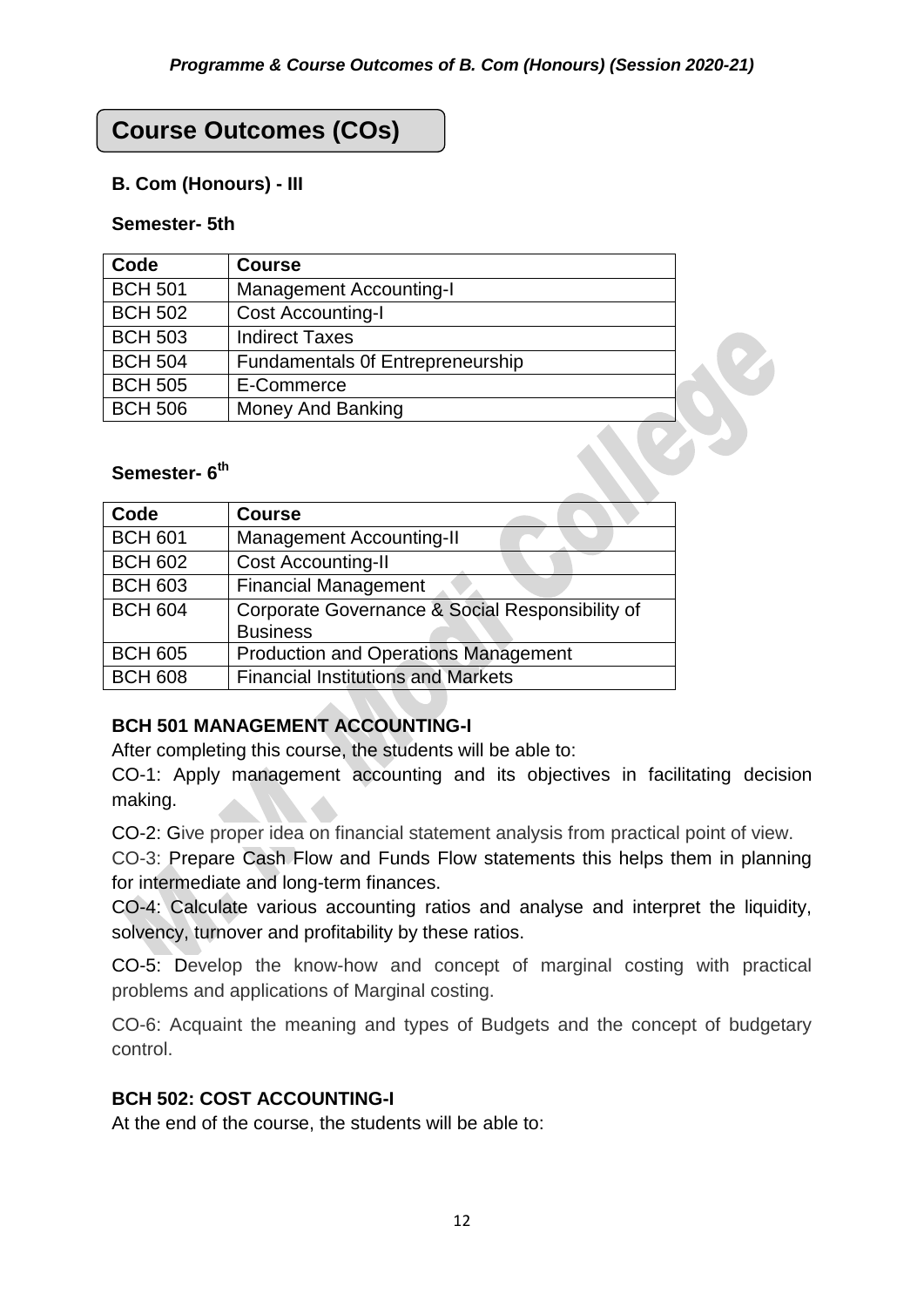## Course Outcomes (COs)

### B. Com (Honours) - III

**Semester- 5th**

| Code | Course |
|---|---|
| BCH 501 | Management Accounting-I |
| BCH 502 | Cost Accounting-I |
| BCH 503 | Indirect Taxes |
| BCH 504 | Fundamentals 0f Entrepreneurship |
| BCH 505 | E-Commerce |
| BCH 506 | Money And Banking |

**Semester- 6th**

| Code | Course |
|---|---|
| BCH 601 | Management Accounting-II |
| BCH 602 | Cost Accounting-II |
| BCH 603 | Financial Management |
| BCH 604 | Corporate Governance & Social Responsibility of Business |
| BCH 605 | Production and Operations Management |
| BCH 608 | Financial Institutions and Markets |

**BCH 501 MANAGEMENT ACCOUNTING-I**

After completing this course, the students will be able to:

CO-1: Apply management accounting and its objectives in facilitating decision making.

CO-2: Give proper idea on financial statement analysis from practical point of view.

CO-3: Prepare Cash Flow and Funds Flow statements this helps them in planning for intermediate and long-term finances.

CO-4: Calculate various accounting ratios and analyse and interpret the liquidity, solvency, turnover and profitability by these ratios.

CO-5: Develop the know-how and concept of marginal costing with practical problems and applications of Marginal costing.

CO-6: Acquaint the meaning and types of Budgets and the concept of budgetary control.

**BCH 502: COST ACCOUNTING-I**

At the end of the course, the students will be able to: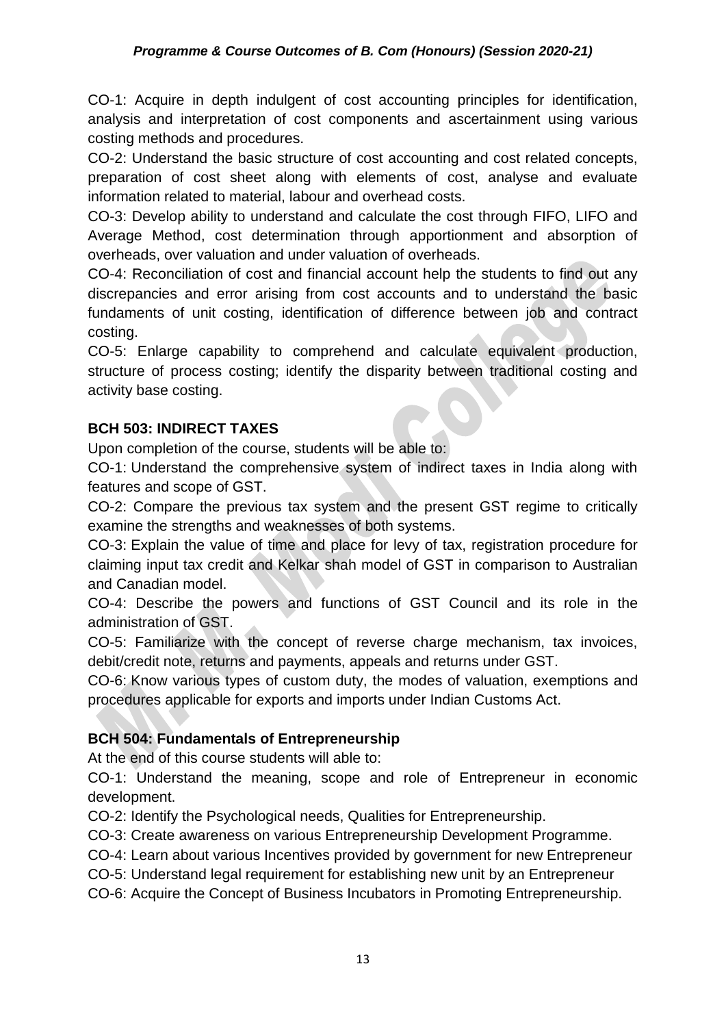CO-1: Acquire in depth indulgent of cost accounting principles for identification, analysis and interpretation of cost components and ascertainment using various costing methods and procedures.

CO-2: Understand the basic structure of cost accounting and cost related concepts, preparation of cost sheet along with elements of cost, analyse and evaluate information related to material, labour and overhead costs.

CO-3: Develop ability to understand and calculate the cost through FIFO, LIFO and Average Method, cost determination through apportionment and absorption of overheads, over valuation and under valuation of overheads.

CO-4: Reconciliation of cost and financial account help the students to find out any discrepancies and error arising from cost accounts and to understand the basic fundaments of unit costing, identification of difference between job and contract costing.

CO-5: Enlarge capability to comprehend and calculate equivalent production, structure of process costing; identify the disparity between traditional costing and activity base costing.

**BCH 503: INDIRECT TAXES**

Upon completion of the course, students will be able to:

CO-1: Understand the comprehensive system of indirect taxes in India along with features and scope of GST.

CO-2: Compare the previous tax system and the present GST regime to critically examine the strengths and weaknesses of both systems.

CO-3: Explain the value of time and place for levy of tax, registration procedure for claiming input tax credit and Kelkar shah model of GST in comparison to Australian and Canadian model.

CO-4: Describe the powers and functions of GST Council and its role in the administration of GST.

CO-5: Familiarize with the concept of reverse charge mechanism, tax invoices, debit/credit note, returns and payments, appeals and returns under GST.

CO-6: Know various types of custom duty, the modes of valuation, exemptions and procedures applicable for exports and imports under Indian Customs Act.

**BCH 504: Fundamentals of Entrepreneurship**

At the end of this course students will able to:

CO-1: Understand the meaning, scope and role of Entrepreneur in economic development.

CO-2: Identify the Psychological needs, Qualities for Entrepreneurship.

CO-3: Create awareness on various Entrepreneurship Development Programme.

CO-4: Learn about various Incentives provided by government for new Entrepreneur

CO-5: Understand legal requirement for establishing new unit by an Entrepreneur

CO-6: Acquire the Concept of Business Incubators in Promoting Entrepreneurship.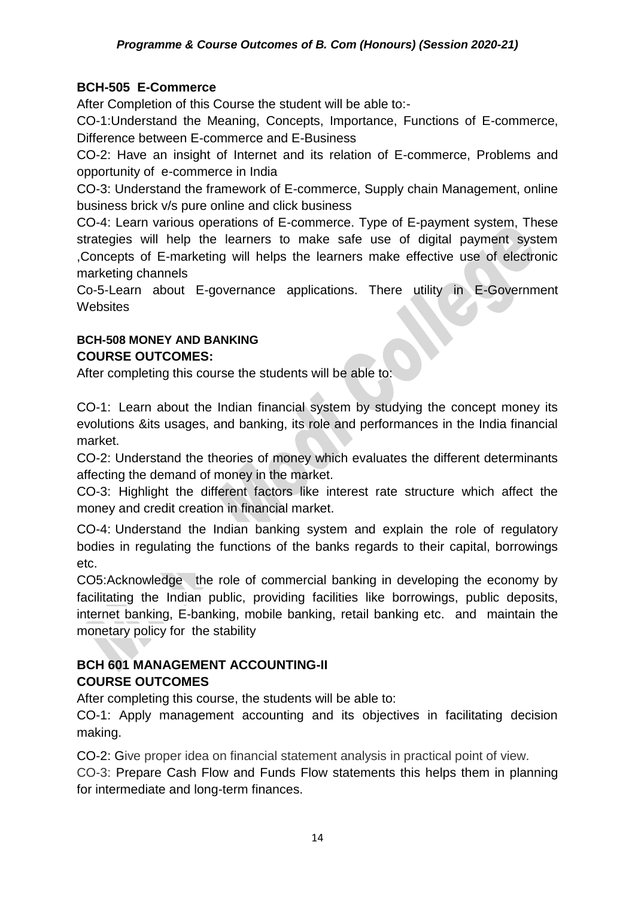### BCH-505 E-Commerce

After Completion of this Course the student will be able to:-

CO-1:Understand the Meaning, Concepts, Importance, Functions of E-commerce, Difference between E-commerce and E-Business

CO-2: Have an insight of Internet and its relation of E-commerce, Problems and opportunity of e-commerce in India

CO-3: Understand the framework of E-commerce, Supply chain Management, online business brick v/s pure online and click business

CO-4: Learn various operations of E-commerce. Type of E-payment system, These strategies will help the learners to make safe use of digital payment system ,Concepts of E-marketing will helps the learners make effective use of electronic marketing channels

Co-5-Learn about E-governance applications. There utility in E-Government Websites

### BCH-508 MONEY AND BANKING

### COURSE OUTCOMES:

After completing this course the students will be able to:

CO-1: Learn about the Indian financial system by studying the concept money its evolutions &its usages, and banking, its role and performances in the India financial market.

CO-2: Understand the theories of money which evaluates the different determinants affecting the demand of money in the market.

CO-3: Highlight the different factors like interest rate structure which affect the money and credit creation in financial market.

CO-4: Understand the Indian banking system and explain the role of regulatory bodies in regulating the functions of the banks regards to their capital, borrowings etc.

CO5:Acknowledge the role of commercial banking in developing the economy by facilitating the Indian public, providing facilities like borrowings, public deposits, internet banking, E-banking, mobile banking, retail banking etc. and maintain the monetary policy for the stability

### BCH 601 MANAGEMENT ACCOUNTING-II

### COURSE OUTCOMES

After completing this course, the students will be able to:

CO-1: Apply management accounting and its objectives in facilitating decision making.

CO-2: Give proper idea on financial statement analysis in practical point of view.

CO-3: Prepare Cash Flow and Funds Flow statements this helps them in planning for intermediate and long-term finances.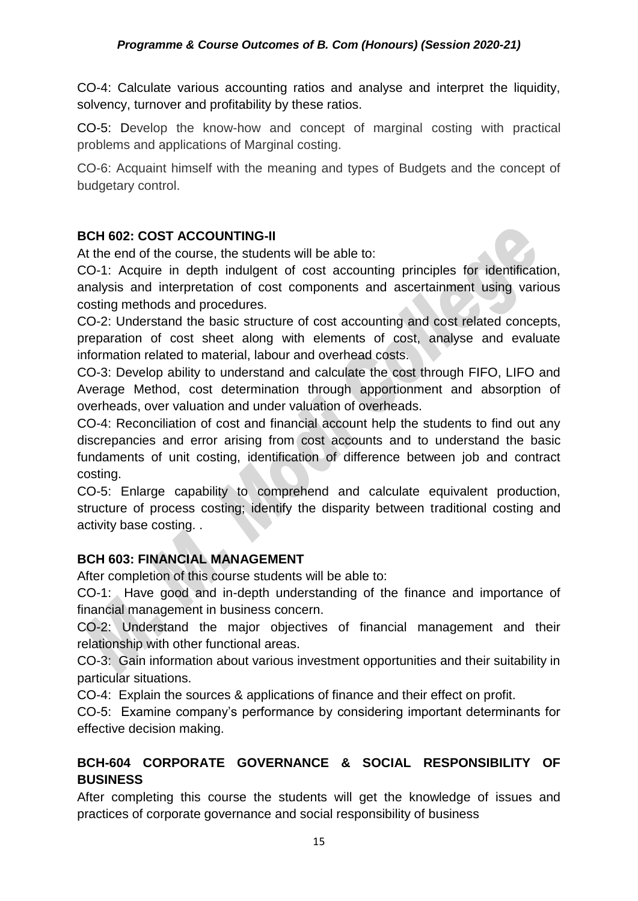CO-4: Calculate various accounting ratios and analyse and interpret the liquidity, solvency, turnover and profitability by these ratios.

CO-5: Develop the know-how and concept of marginal costing with practical problems and applications of Marginal costing.

CO-6: Acquaint himself with the meaning and types of Budgets and the concept of budgetary control.

**BCH 602: COST ACCOUNTING-II**

At the end of the course, the students will be able to:

CO-1: Acquire in depth indulgent of cost accounting principles for identification, analysis and interpretation of cost components and ascertainment using various costing methods and procedures.

CO-2: Understand the basic structure of cost accounting and cost related concepts, preparation of cost sheet along with elements of cost, analyse and evaluate information related to material, labour and overhead costs.

CO-3: Develop ability to understand and calculate the cost through FIFO, LIFO and Average Method, cost determination through apportionment and absorption of overheads, over valuation and under valuation of overheads.

CO-4: Reconciliation of cost and financial account help the students to find out any discrepancies and error arising from cost accounts and to understand the basic fundaments of unit costing, identification of difference between job and contract costing.

CO-5: Enlarge capability to comprehend and calculate equivalent production, structure of process costing; identify the disparity between traditional costing and activity base costing. .

**BCH 603: FINANCIAL MANAGEMENT**

After completion of this course students will be able to:

CO-1: Have good and in-depth understanding of the finance and importance of financial management in business concern.

CO-2: Understand the major objectives of financial management and their relationship with other functional areas.

CO-3: Gain information about various investment opportunities and their suitability in particular situations.

CO-4: Explain the sources & applications of finance and their effect on profit.

CO-5: Examine company's performance by considering important determinants for effective decision making.

**BCH-604 CORPORATE GOVERNANCE & SOCIAL RESPONSIBILITY OF BUSINESS**

After completing this course the students will get the knowledge of issues and practices of corporate governance and social responsibility of business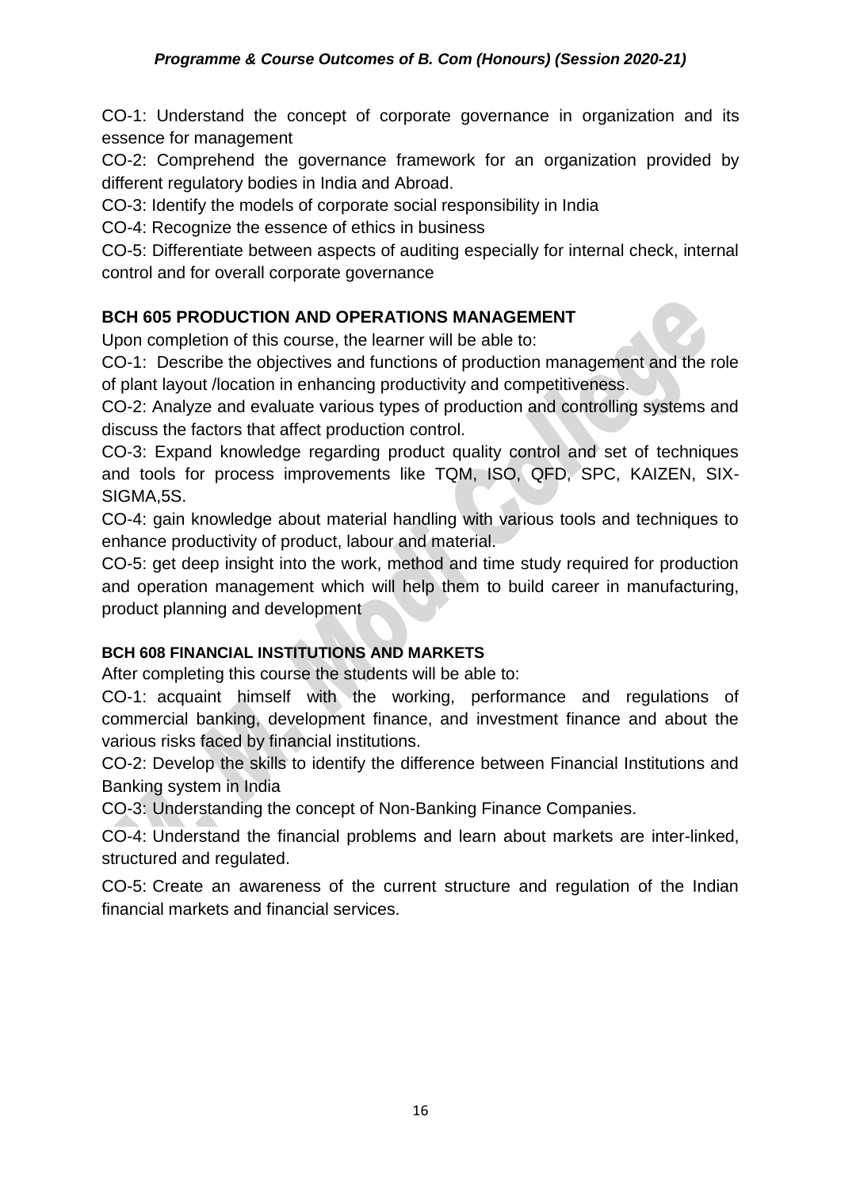CO-1: Understand the concept of corporate governance in organization and its essence for management

CO-2: Comprehend the governance framework for an organization provided by different regulatory bodies in India and Abroad.

CO-3: Identify the models of corporate social responsibility in India

CO-4: Recognize the essence of ethics in business

CO-5: Differentiate between aspects of auditing especially for internal check, internal control and for overall corporate governance

### BCH 605 PRODUCTION AND OPERATIONS MANAGEMENT

Upon completion of this course, the learner will be able to:

CO-1: Describe the objectives and functions of production management and the role of plant layout /location in enhancing productivity and competitiveness.

CO-2: Analyze and evaluate various types of production and controlling systems and discuss the factors that affect production control.

CO-3: Expand knowledge regarding product quality control and set of techniques and tools for process improvements like TQM, ISO, QFD, SPC, KAIZEN, SIX-SIGMA,5S.

CO-4: gain knowledge about material handling with various tools and techniques to enhance productivity of product, labour and material.

CO-5: get deep insight into the work, method and time study required for production and operation management which will help them to build career in manufacturing, product planning and development

### BCH 608 FINANCIAL INSTITUTIONS AND MARKETS

After completing this course the students will be able to:

CO-1: acquaint himself with the working, performance and regulations of commercial banking, development finance, and investment finance and about the various risks faced by financial institutions.

CO-2: Develop the skills to identify the difference between Financial Institutions and Banking system in India

CO-3: Understanding the concept of Non-Banking Finance Companies.

CO-4: Understand the financial problems and learn about markets are inter-linked, structured and regulated.

CO-5: Create an awareness of the current structure and regulation of the Indian financial markets and financial services.